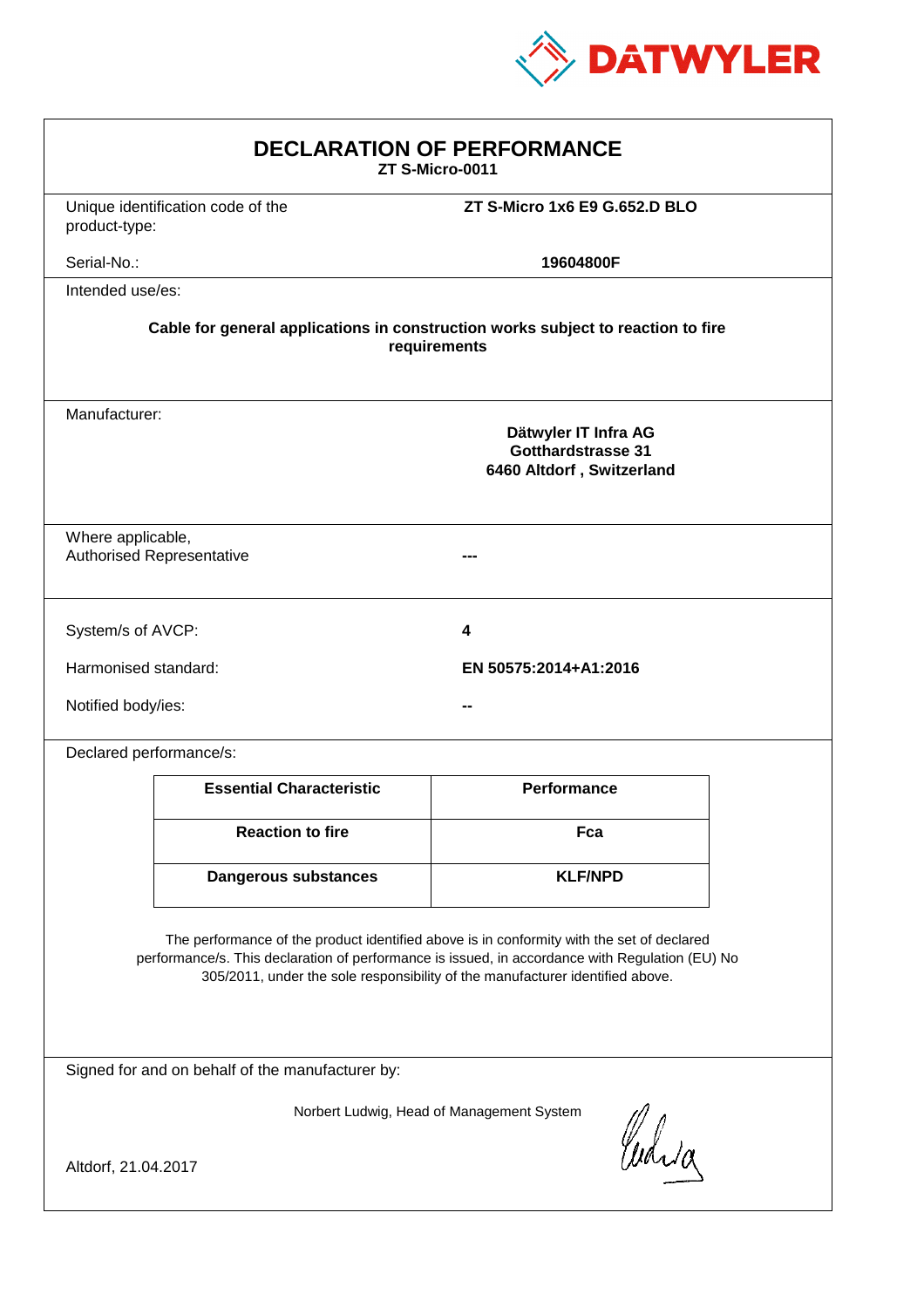DATWYLER

# DECLARATION OF PERFORMANCE

**ZT S-Micro-0011**

| | |
|---|---|
| Unique identification code of the product-type: | **ZT S-Micro 1x6 E9 G.652.D BLO** |
| Serial-No.: | **19604800F** |

Intended use/es:

**Cable for general applications in construction works subject to reaction to fire requirements**

Manufacturer:

**Dätwyler IT Infra AG**
**Gotthardstrasse 31**
**6460 Altdorf , Switzerland**

| | |
|---|---|
| Where applicable, Authorised Representative | **---** |
| System/s of AVCP: | **4** |
| Harmonised standard: | **EN 50575:2014+A1:2016** |
| Notified body/ies: | **--** |

Declared performance/s:

| Essential Characteristic | Performance |
|---|---|
| **Reaction to fire** | **Fca** |
| **Dangerous substances** | **KLF/NPD** |

The performance of the product identified above is in conformity with the set of declared performance/s. This declaration of performance is issued, in accordance with Regulation (EU) No 305/2011, under the sole responsibility of the manufacturer identified above.

Signed for and on behalf of the manufacturer by:

Norbert Ludwig, Head of Management System

Altdorf, 21.04.2017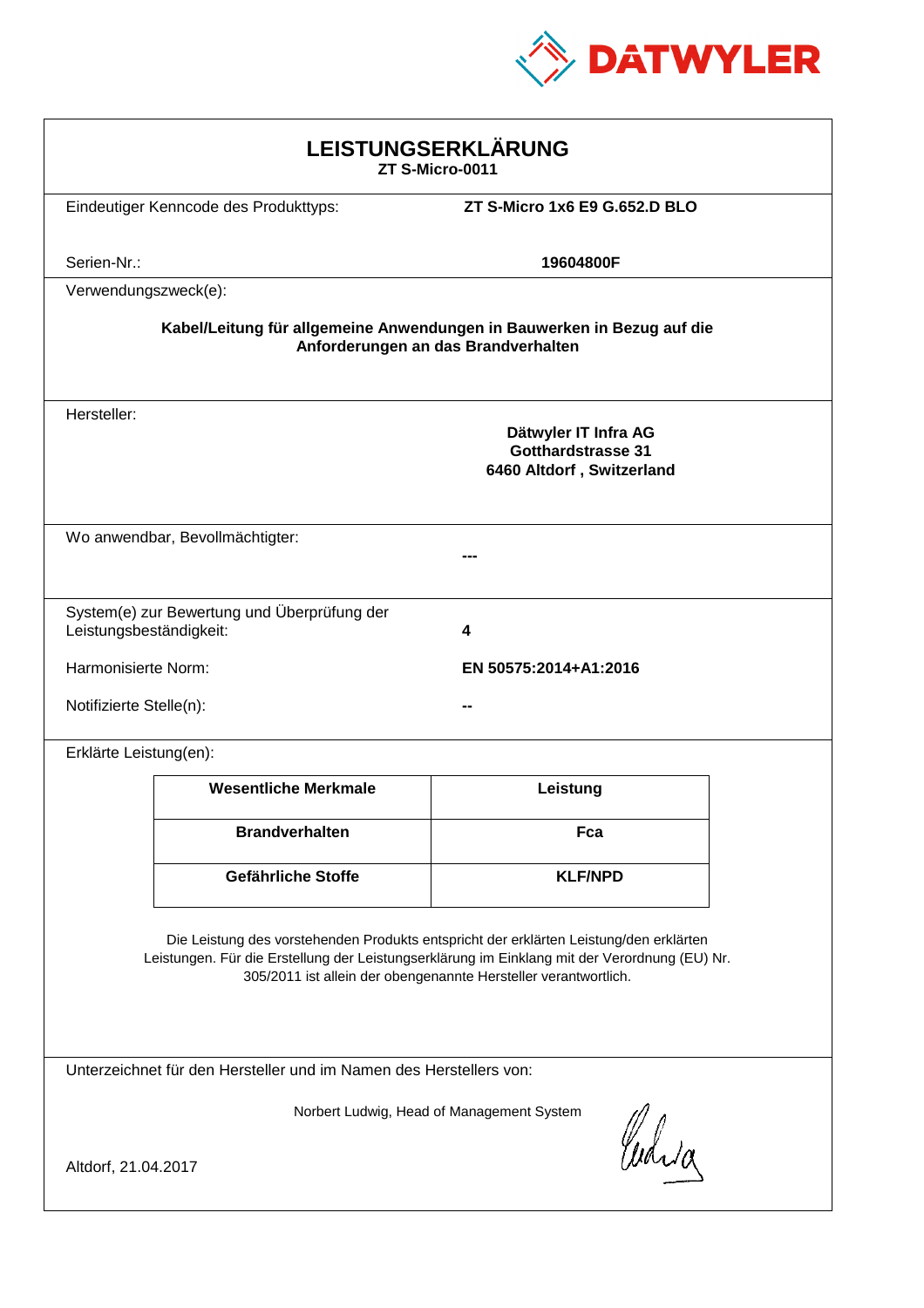DATWYLER

# LEISTUNGSERKLÄRUNG

**ZT S-Micro-0011**

Eindeutiger Kenncode des Produkttyps: **ZT S-Micro 1x6 E9 G.652.D BLO**

Serien-Nr.: **19604800F**

Verwendungszweck(e):

**Kabel/Leitung für allgemeine Anwendungen in Bauwerken in Bezug auf die Anforderungen an das Brandverhalten**

Hersteller:

**Dätwyler IT Infra AG**
**Gotthardstrasse 31**
**6460 Altdorf , Switzerland**

Wo anwendbar, Bevollmächtigter: **---**

System(e) zur Bewertung und Überprüfung der Leistungsbeständigkeit: **4**

Harmonisierte Norm: **EN 50575:2014+A1:2016**

Notifizierte Stelle(n): **--**

Erklärte Leistung(en):

| Wesentliche Merkmale | Leistung |
|---|---|
| **Brandverhalten** | **Fca** |
| **Gefährliche Stoffe** | **KLF/NPD** |

Die Leistung des vorstehenden Produkts entspricht der erklärten Leistung/den erklärten Leistungen. Für die Erstellung der Leistungserklärung im Einklang mit der Verordnung (EU) Nr. 305/2011 ist allein der obengenannte Hersteller verantwortlich.

Unterzeichnet für den Hersteller und im Namen des Herstellers von:

Norbert Ludwig, Head of Management System

Altdorf, 21.04.2017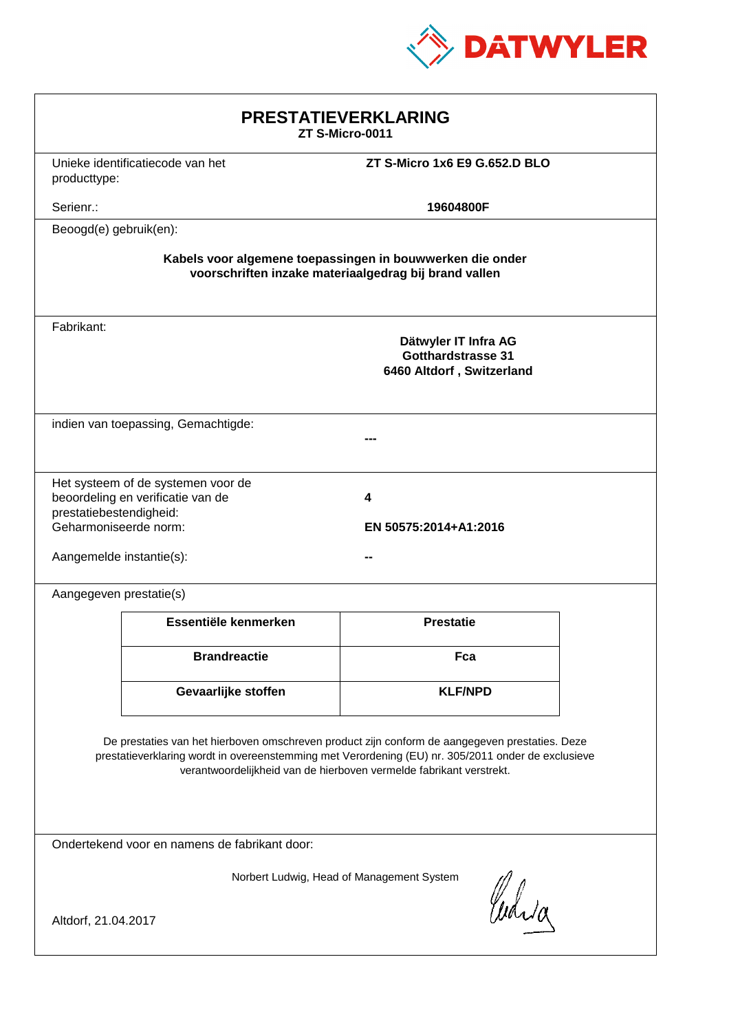DATWYLER

# PRESTATIEVERKLARING

**ZT S-Micro-0011**

Unieke identificatiecode van het producttype: **ZT S-Micro 1x6 E9 G.652.D BLO**

Serienr.: **19604800F**

Beoogd(e) gebruik(en):

**Kabels voor algemene toepassingen in bouwwerken die onder voorschriften inzake materiaalgedrag bij brand vallen**

Fabrikant:

**Dätwyler IT Infra AG**
**Gotthardstrasse 31**
**6460 Altdorf , Switzerland**

indien van toepassing, Gemachtigde: **---**

Het systeem of de systemen voor de beoordeling en verificatie van de prestatiebestendigheid: **4**

Geharmoniseerde norm: **EN 50575:2014+A1:2016**

Aangemelde instantie(s): **--**

Aangegeven prestatie(s)

| Essentiële kenmerken | Prestatie |
|---|---|
| **Brandreactie** | **Fca** |
| **Gevaarlijke stoffen** | **KLF/NPD** |

De prestaties van het hierboven omschreven product zijn conform de aangegeven prestaties. Deze prestatieverklaring wordt in overeenstemming met Verordening (EU) nr. 305/2011 onder de exclusieve verantwoordelijkheid van de hierboven vermelde fabrikant verstrekt.

Ondertekend voor en namens de fabrikant door:

Norbert Ludwig, Head of Management System

Altdorf, 21.04.2017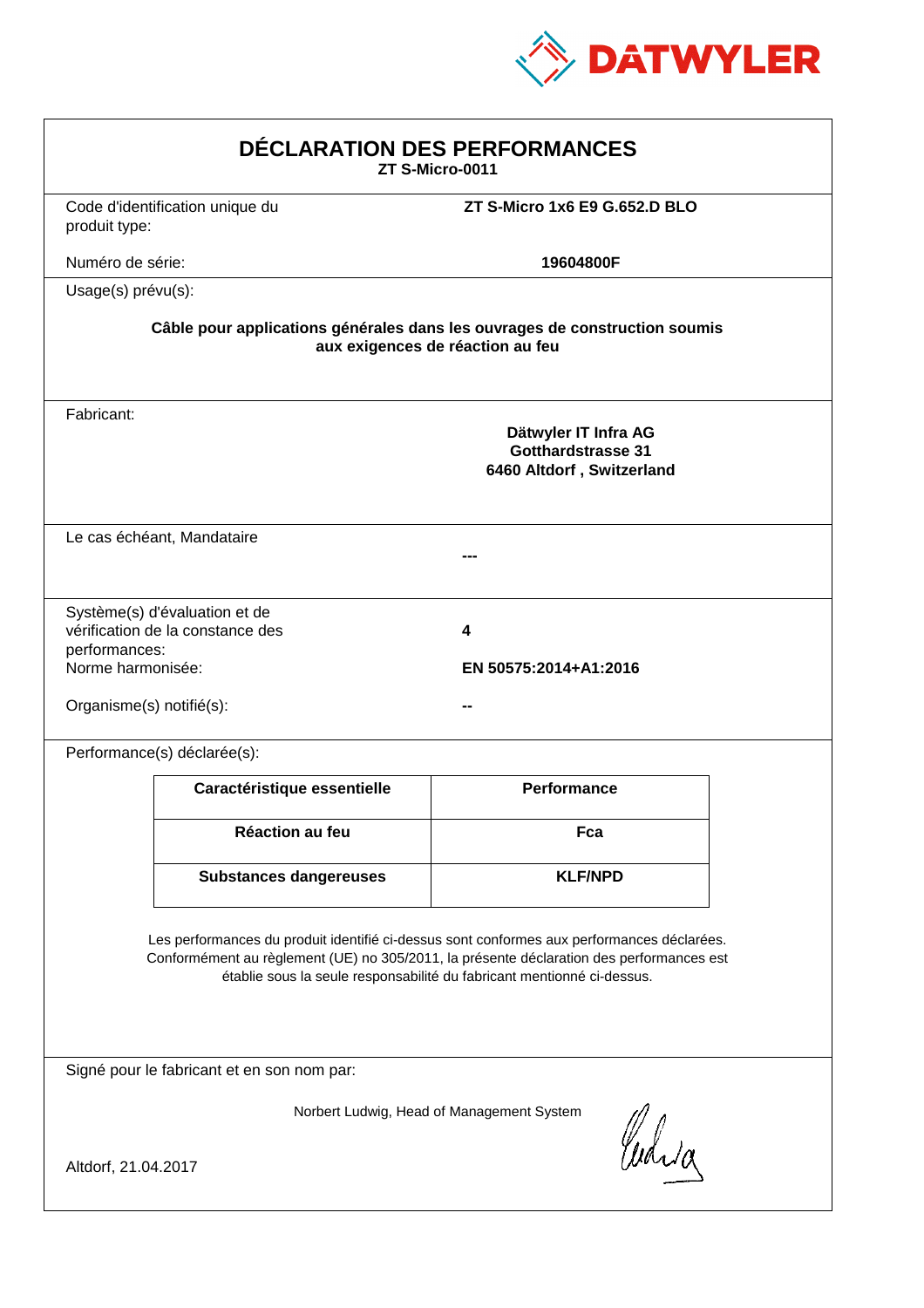DATWYLER

# DÉCLARATION DES PERFORMANCES

**ZT S-Micro-0011**

Code d'identification unique du produit type: **ZT S-Micro 1x6 E9 G.652.D BLO**

Numéro de série: **19604800F**

Usage(s) prévu(s):

**Câble pour applications générales dans les ouvrages de construction soumis aux exigences de réaction au feu**

Fabricant:

**Dätwyler IT Infra AG**
**Gotthardstrasse 31**
**6460 Altdorf , Switzerland**

Le cas échéant, Mandataire

**---**

Système(s) d'évaluation et de vérification de la constance des performances: **4**

Norme harmonisée: **EN 50575:2014+A1:2016**

Organisme(s) notifié(s): **--**

Performance(s) déclarée(s):

| Caractéristique essentielle | Performance |
|---|---|
| **Réaction au feu** | **Fca** |
| **Substances dangereuses** | **KLF/NPD** |

Les performances du produit identifié ci-dessus sont conformes aux performances déclarées. Conformément au règlement (UE) no 305/2011, la présente déclaration des performances est établie sous la seule responsabilité du fabricant mentionné ci-dessus.

Signé pour le fabricant et en son nom par:

Norbert Ludwig, Head of Management System

Altdorf, 21.04.2017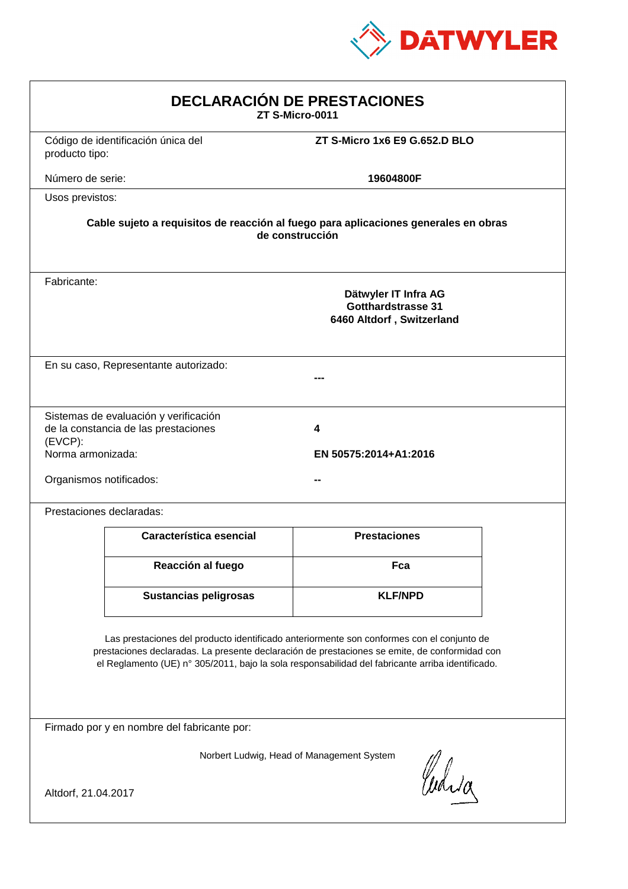DATWYLER

# DECLARACIÓN DE PRESTACIONES

**ZT S-Micro-0011**

Código de identificación única del producto tipo: **ZT S-Micro 1x6 E9 G.652.D BLO**

Número de serie: **19604800F**

Usos previstos:

**Cable sujeto a requisitos de reacción al fuego para aplicaciones generales en obras de construcción**

Fabricante:

**Dätwyler IT Infra AG**
**Gotthardstrasse 31**
**6460 Altdorf , Switzerland**

En su caso, Representante autorizado: **---**

Sistemas de evaluación y verificación de la constancia de las prestaciones (EVCP): **4**

Norma armonizada: **EN 50575:2014+A1:2016**

Organismos notificados: **--**

Prestaciones declaradas:

| Característica esencial | Prestaciones |
|---|---|
| **Reacción al fuego** | **Fca** |
| **Sustancias peligrosas** | **KLF/NPD** |

Las prestaciones del producto identificado anteriormente son conformes con el conjunto de prestaciones declaradas. La presente declaración de prestaciones se emite, de conformidad con el Reglamento (UE) n° 305/2011, bajo la sola responsabilidad del fabricante arriba identificado.

Firmado por y en nombre del fabricante por:

Norbert Ludwig, Head of Management System

Altdorf, 21.04.2017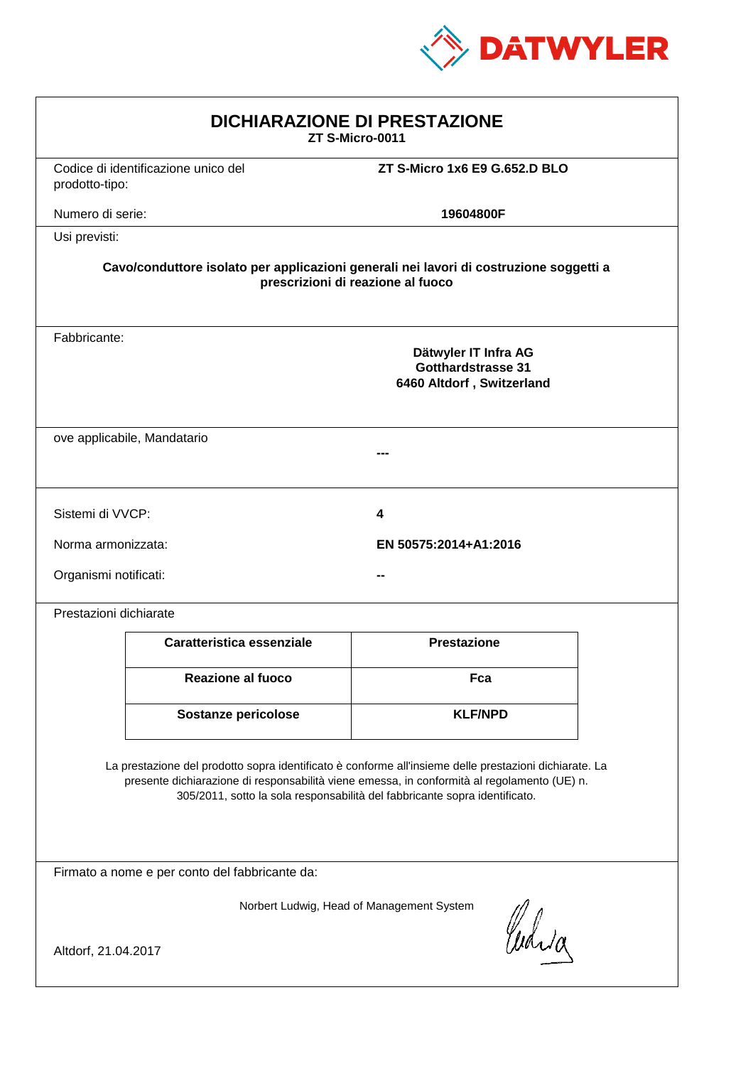DATWYLER

# DICHIARAZIONE DI PRESTAZIONE

**ZT S-Micro-0011**

| | |
|---|---|
| Codice di identificazione unico del prodotto-tipo: | **ZT S-Micro 1x6 E9 G.652.D BLO** |
| Numero di serie: | **19604800F** |

Usi previsti:

**Cavo/conduttore isolato per applicazioni generali nei lavori di costruzione soggetti a prescrizioni di reazione al fuoco**

Fabbricante:

**Dätwyler IT Infra AG**
**Gotthardstrasse 31**
**6460 Altdorf , Switzerland**

ove applicabile, Mandatario

**---**

| | |
|---|---|
| Sistemi di VVCP: | **4** |
| Norma armonizzata: | **EN 50575:2014+A1:2016** |
| Organismi notificati: | **--** |

Prestazioni dichiarate

| Caratteristica essenziale | Prestazione |
|---|---|
| **Reazione al fuoco** | **Fca** |
| **Sostanze pericolose** | **KLF/NPD** |

La prestazione del prodotto sopra identificato è conforme all'insieme delle prestazioni dichiarate. La presente dichiarazione di responsabilità viene emessa, in conformità al regolamento (UE) n. 305/2011, sotto la sola responsabilità del fabbricante sopra identificato.

Firmato a nome e per conto del fabbricante da:

Norbert Ludwig, Head of Management System

Altdorf, 21.04.2017